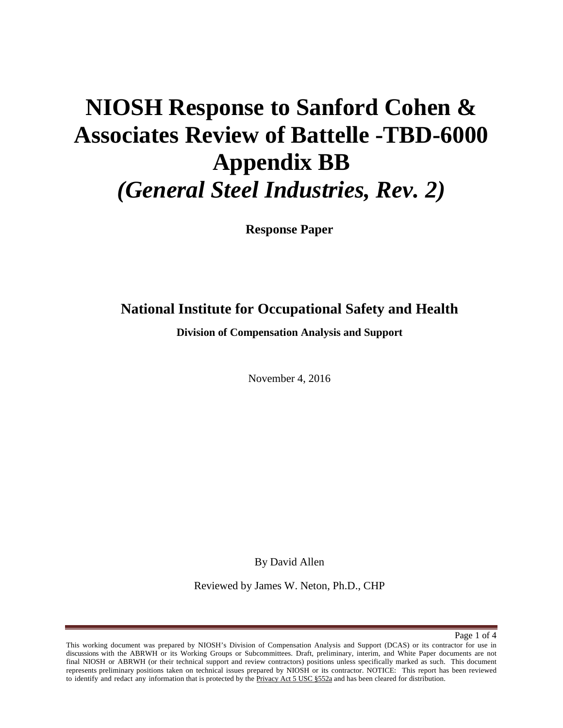# NIOSH Response to Sanford Cohen & Associates Review of Battelle -TBD-6000 Appendix BB

## *(General Steel Industries, Rev. 2)*

**Response Paper**

## National Institute for Occupational Safety and Health

**Division of Compensation Analysis and Support**

November 4, 2016

By David Allen

Reviewed by James W. Neton, Ph.D., CHP

This working document was prepared by NIOSH's Division of Compensation Analysis and Support (DCAS) or its contractor for use in discussions with the ABRWH or its Working Groups or Subcommittees. Draft, preliminary, interim, and White Paper documents are not final NIOSH or ABRWH (or their technical support and review contractors) positions unless specifically marked as such. This document represents preliminary positions taken on technical issues prepared by NIOSH or its contractor. NOTICE: This report has been reviewed to identify and redact any information that is protected by the Privacy Act 5 USC §552a and has been cleared for distribution.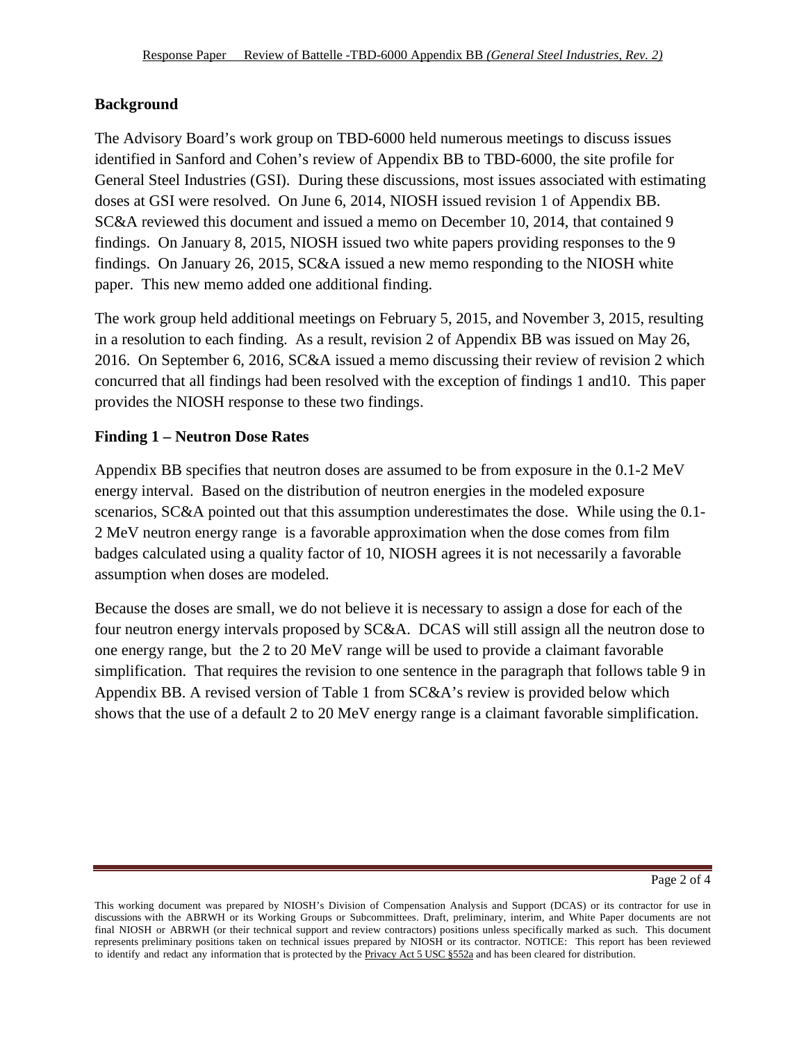## Background

The Advisory Board's work group on TBD-6000 held numerous meetings to discuss issues identified in Sanford and Cohen's review of Appendix BB to TBD-6000, the site profile for General Steel Industries (GSI). During these discussions, most issues associated with estimating doses at GSI were resolved. On June 6, 2014, NIOSH issued revision 1 of Appendix BB. SC&A reviewed this document and issued a memo on December 10, 2014, that contained 9 findings. On January 8, 2015, NIOSH issued two white papers providing responses to the 9 findings. On January 26, 2015, SC&A issued a new memo responding to the NIOSH white paper. This new memo added one additional finding.

The work group held additional meetings on February 5, 2015, and November 3, 2015, resulting in a resolution to each finding. As a result, revision 2 of Appendix BB was issued on May 26, 2016. On September 6, 2016, SC&A issued a memo discussing their review of revision 2 which concurred that all findings had been resolved with the exception of findings 1 and10. This paper provides the NIOSH response to these two findings.

## Finding 1 – Neutron Dose Rates

Appendix BB specifies that neutron doses are assumed to be from exposure in the 0.1-2 MeV energy interval. Based on the distribution of neutron energies in the modeled exposure scenarios, SC&A pointed out that this assumption underestimates the dose. While using the 0.1-2 MeV neutron energy range is a favorable approximation when the dose comes from film badges calculated using a quality factor of 10, NIOSH agrees it is not necessarily a favorable assumption when doses are modeled.

Because the doses are small, we do not believe it is necessary to assign a dose for each of the four neutron energy intervals proposed by SC&A. DCAS will still assign all the neutron dose to one energy range, but the 2 to 20 MeV range will be used to provide a claimant favorable simplification. That requires the revision to one sentence in the paragraph that follows table 9 in Appendix BB. A revised version of Table 1 from SC&A's review is provided below which shows that the use of a default 2 to 20 MeV energy range is a claimant favorable simplification.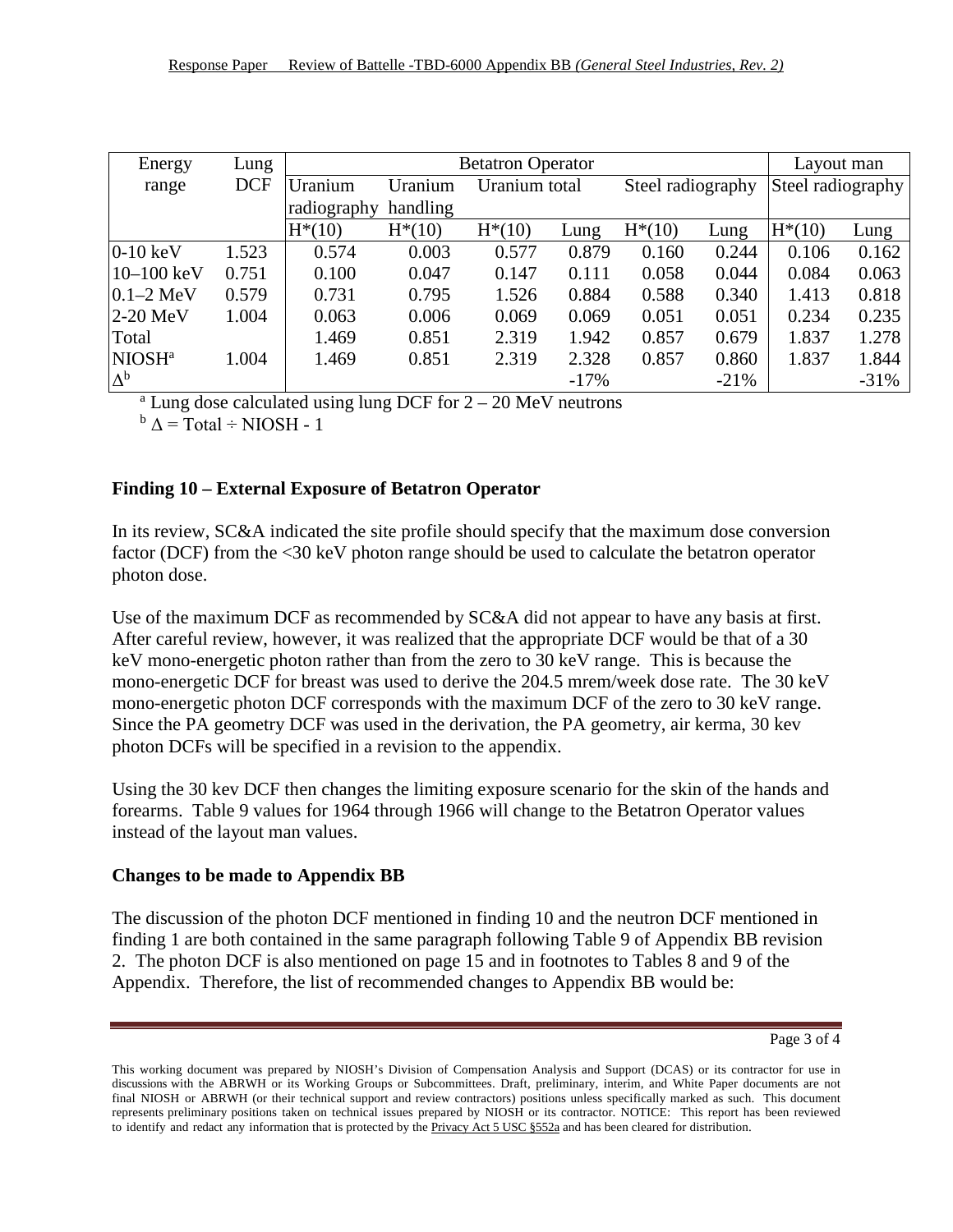| Energy range | Lung DCF | Betatron Operator | | | | | | Layout man | |
|---|---|---|---|---|---|---|---|---|---|
| | | Uranium radiography | Uranium handling | Uranium total | | Steel radiography | | Steel radiography | |
| | | H*(10) | H*(10) | H*(10) | Lung | H*(10) | Lung | H*(10) | Lung |
| 0-10 keV | 1.523 | 0.574 | 0.003 | 0.577 | 0.879 | 0.160 | 0.244 | 0.106 | 0.162 |
| 10–100 keV | 0.751 | 0.100 | 0.047 | 0.147 | 0.111 | 0.058 | 0.044 | 0.084 | 0.063 |
| 0.1–2 MeV | 0.579 | 0.731 | 0.795 | 1.526 | 0.884 | 0.588 | 0.340 | 1.413 | 0.818 |
| 2-20 MeV | 1.004 | 0.063 | 0.006 | 0.069 | 0.069 | 0.051 | 0.051 | 0.234 | 0.235 |
| Total | | 1.469 | 0.851 | 2.319 | 1.942 | 0.857 | 0.679 | 1.837 | 1.278 |
| NIOSH[a] | 1.004 | 1.469 | 0.851 | 2.319 | 2.328 | 0.857 | 0.860 | 1.837 | 1.844 |
| Δ[b] | | | | | -17% | | -21% | | -31% |

[a] Lung dose calculated using lung DCF for 2 – 20 MeV neutrons

[b] Δ = Total ÷ NIOSH - 1

### Finding 10 – External Exposure of Betatron Operator

In its review, SC&A indicated the site profile should specify that the maximum dose conversion factor (DCF) from the <30 keV photon range should be used to calculate the betatron operator photon dose.

Use of the maximum DCF as recommended by SC&A did not appear to have any basis at first. After careful review, however, it was realized that the appropriate DCF would be that of a 30 keV mono-energetic photon rather than from the zero to 30 keV range. This is because the mono-energetic DCF for breast was used to derive the 204.5 mrem/week dose rate. The 30 keV mono-energetic photon DCF corresponds with the maximum DCF of the zero to 30 keV range. Since the PA geometry DCF was used in the derivation, the PA geometry, air kerma, 30 kev photon DCFs will be specified in a revision to the appendix.

Using the 30 kev DCF then changes the limiting exposure scenario for the skin of the hands and forearms. Table 9 values for 1964 through 1966 will change to the Betatron Operator values instead of the layout man values.

### Changes to be made to Appendix BB

The discussion of the photon DCF mentioned in finding 10 and the neutron DCF mentioned in finding 1 are both contained in the same paragraph following Table 9 of Appendix BB revision 2. The photon DCF is also mentioned on page 15 and in footnotes to Tables 8 and 9 of the Appendix. Therefore, the list of recommended changes to Appendix BB would be: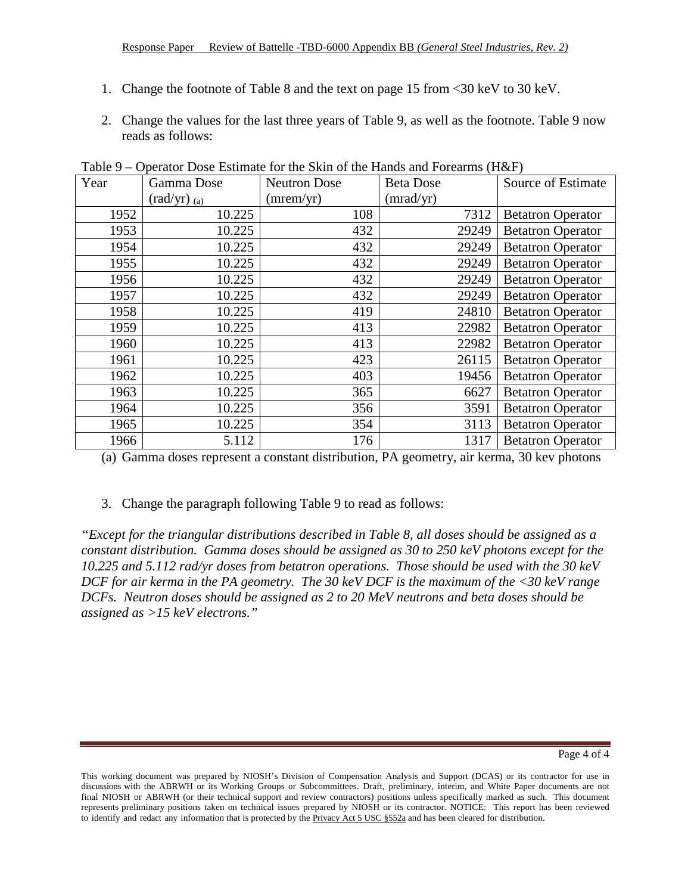1. Change the footnote of Table 8 and the text on page 15 from <30 keV to 30 keV.

2. Change the values for the last three years of Table 9, as well as the footnote. Table 9 now reads as follows:

Table 9 – Operator Dose Estimate for the Skin of the Hands and Forearms (H&F)

| Year | Gamma Dose (rad/yr) (a) | Neutron Dose (mrem/yr) | Beta Dose (mrad/yr) | Source of Estimate |
|---|---|---|---|---|
| 1952 | 10.225 | 108 | 7312 | Betatron Operator |
| 1953 | 10.225 | 432 | 29249 | Betatron Operator |
| 1954 | 10.225 | 432 | 29249 | Betatron Operator |
| 1955 | 10.225 | 432 | 29249 | Betatron Operator |
| 1956 | 10.225 | 432 | 29249 | Betatron Operator |
| 1957 | 10.225 | 432 | 29249 | Betatron Operator |
| 1958 | 10.225 | 419 | 24810 | Betatron Operator |
| 1959 | 10.225 | 413 | 22982 | Betatron Operator |
| 1960 | 10.225 | 413 | 22982 | Betatron Operator |
| 1961 | 10.225 | 423 | 26115 | Betatron Operator |
| 1962 | 10.225 | 403 | 19456 | Betatron Operator |
| 1963 | 10.225 | 365 | 6627 | Betatron Operator |
| 1964 | 10.225 | 356 | 3591 | Betatron Operator |
| 1965 | 10.225 | 354 | 3113 | Betatron Operator |
| 1966 | 5.112 | 176 | 1317 | Betatron Operator |

(a) Gamma doses represent a constant distribution, PA geometry, air kerma, 30 kev photons

3. Change the paragraph following Table 9 to read as follows:

*"Except for the triangular distributions described in Table 8, all doses should be assigned as a constant distribution. Gamma doses should be assigned as 30 to 250 keV photons except for the 10.225 and 5.112 rad/yr doses from betatron operations. Those should be used with the 30 keV DCF for air kerma in the PA geometry. The 30 keV DCF is the maximum of the <30 keV range DCFs. Neutron doses should be assigned as 2 to 20 MeV neutrons and beta doses should be assigned as >15 keV electrons."*

This working document was prepared by NIOSH's Division of Compensation Analysis and Support (DCAS) or its contractor for use in discussions with the ABRWH or its Working Groups or Subcommittees. Draft, preliminary, interim, and White Paper documents are not final NIOSH or ABRWH (or their technical support and review contractors) positions unless specifically marked as such. This document represents preliminary positions taken on technical issues prepared by NIOSH or its contractor. NOTICE: This report has been reviewed to identify and redact any information that is protected by the Privacy Act 5 USC §552a and has been cleared for distribution.